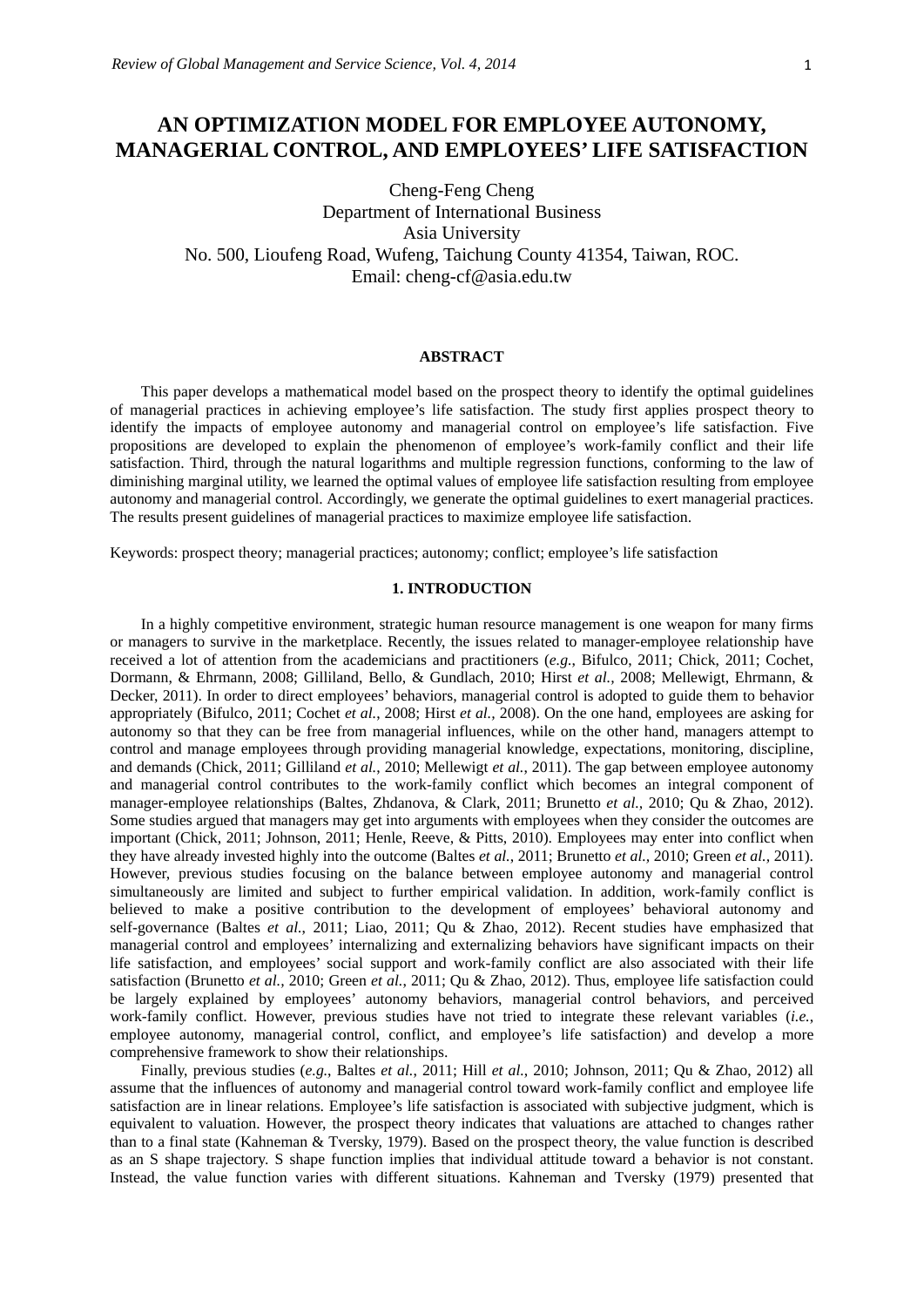# AN OPTIMIZATION MODEL FOR EMPLOYEE AUTONOMY, MANAGERIAL CONTROL, AND EMPLOYEES' LIFE SATISFACTION

Cheng-Feng Cheng
Department of International Business
Asia University
No. 500, Lioufeng Road, Wufeng, Taichung County 41354, Taiwan, ROC.
Email: cheng-cf@asia.edu.tw

## ABSTRACT

This paper develops a mathematical model based on the prospect theory to identify the optimal guidelines of managerial practices in achieving employee's life satisfaction. The study first applies prospect theory to identify the impacts of employee autonomy and managerial control on employee's life satisfaction. Five propositions are developed to explain the phenomenon of employee's work-family conflict and their life satisfaction. Third, through the natural logarithms and multiple regression functions, conforming to the law of diminishing marginal utility, we learned the optimal values of employee life satisfaction resulting from employee autonomy and managerial control. Accordingly, we generate the optimal guidelines to exert managerial practices. The results present guidelines of managerial practices to maximize employee life satisfaction.

Keywords: prospect theory; managerial practices; autonomy; conflict; employee's life satisfaction

## 1. INTRODUCTION

In a highly competitive environment, strategic human resource management is one weapon for many firms or managers to survive in the marketplace. Recently, the issues related to manager-employee relationship have received a lot of attention from the academicians and practitioners (*e.g.*, Bifulco, 2011; Chick, 2011; Cochet, Dormann, & Ehrmann, 2008; Gilliland, Bello, & Gundlach, 2010; Hirst *et al.*, 2008; Mellewigt, Ehrmann, & Decker, 2011). In order to direct employees' behaviors, managerial control is adopted to guide them to behavior appropriately (Bifulco, 2011; Cochet *et al.*, 2008; Hirst *et al.*, 2008). On the one hand, employees are asking for autonomy so that they can be free from managerial influences, while on the other hand, managers attempt to control and manage employees through providing managerial knowledge, expectations, monitoring, discipline, and demands (Chick, 2011; Gilliland *et al.*, 2010; Mellewigt *et al.*, 2011). The gap between employee autonomy and managerial control contributes to the work-family conflict which becomes an integral component of manager-employee relationships (Baltes, Zhdanova, & Clark, 2011; Brunetto *et al.*, 2010; Qu & Zhao, 2012). Some studies argued that managers may get into arguments with employees when they consider the outcomes are important (Chick, 2011; Johnson, 2011; Henle, Reeve, & Pitts, 2010). Employees may enter into conflict when they have already invested highly into the outcome (Baltes *et al.*, 2011; Brunetto *et al.*, 2010; Green *et al.*, 2011). However, previous studies focusing on the balance between employee autonomy and managerial control simultaneously are limited and subject to further empirical validation. In addition, work-family conflict is believed to make a positive contribution to the development of employees' behavioral autonomy and self-governance (Baltes *et al.*, 2011; Liao, 2011; Qu & Zhao, 2012). Recent studies have emphasized that managerial control and employees' internalizing and externalizing behaviors have significant impacts on their life satisfaction, and employees' social support and work-family conflict are also associated with their life satisfaction (Brunetto *et al.*, 2010; Green *et al.*, 2011; Qu & Zhao, 2012). Thus, employee life satisfaction could be largely explained by employees' autonomy behaviors, managerial control behaviors, and perceived work-family conflict. However, previous studies have not tried to integrate these relevant variables (*i.e.*, employee autonomy, managerial control, conflict, and employee's life satisfaction) and develop a more comprehensive framework to show their relationships.

Finally, previous studies (*e.g.*, Baltes *et al.*, 2011; Hill *et al.*, 2010; Johnson, 2011; Qu & Zhao, 2012) all assume that the influences of autonomy and managerial control toward work-family conflict and employee life satisfaction are in linear relations. Employee's life satisfaction is associated with subjective judgment, which is equivalent to valuation. However, the prospect theory indicates that valuations are attached to changes rather than to a final state (Kahneman & Tversky, 1979). Based on the prospect theory, the value function is described as an S shape trajectory. S shape function implies that individual attitude toward a behavior is not constant. Instead, the value function varies with different situations. Kahneman and Tversky (1979) presented that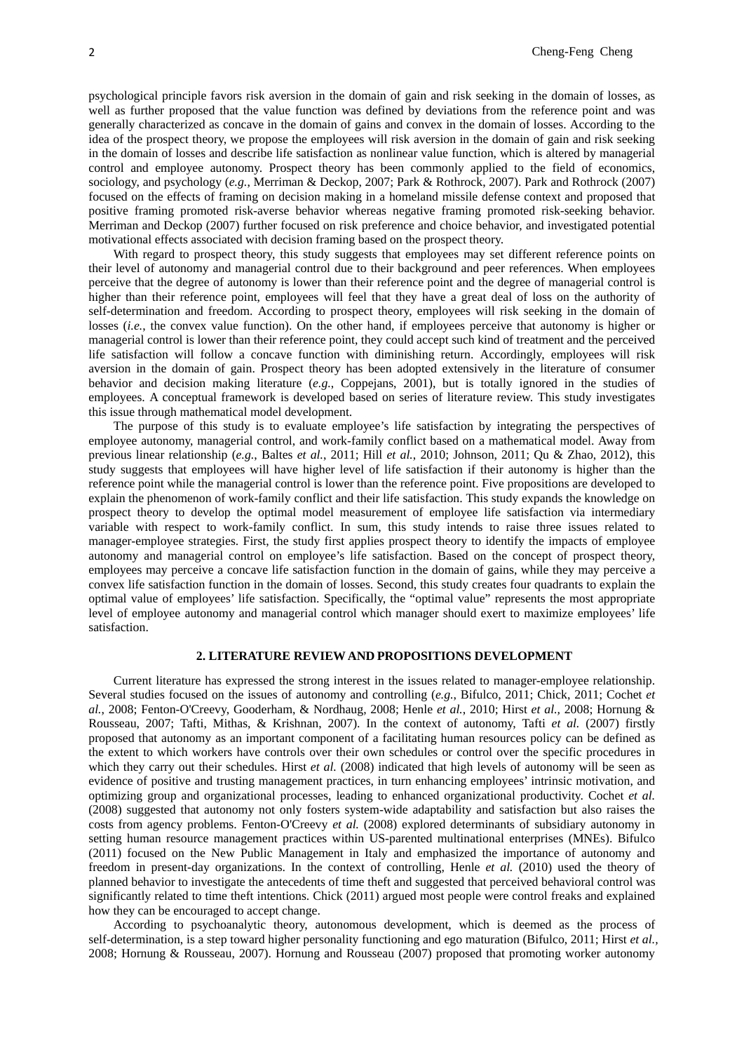psychological principle favors risk aversion in the domain of gain and risk seeking in the domain of losses, as well as further proposed that the value function was defined by deviations from the reference point and was generally characterized as concave in the domain of gains and convex in the domain of losses. According to the idea of the prospect theory, we propose the employees will risk aversion in the domain of gain and risk seeking in the domain of losses and describe life satisfaction as nonlinear value function, which is altered by managerial control and employee autonomy. Prospect theory has been commonly applied to the field of economics, sociology, and psychology (*e.g.*, Merriman & Deckop, 2007; Park & Rothrock, 2007). Park and Rothrock (2007) focused on the effects of framing on decision making in a homeland missile defense context and proposed that positive framing promoted risk-averse behavior whereas negative framing promoted risk-seeking behavior. Merriman and Deckop (2007) further focused on risk preference and choice behavior, and investigated potential motivational effects associated with decision framing based on the prospect theory.

With regard to prospect theory, this study suggests that employees may set different reference points on their level of autonomy and managerial control due to their background and peer references. When employees perceive that the degree of autonomy is lower than their reference point and the degree of managerial control is higher than their reference point, employees will feel that they have a great deal of loss on the authority of self-determination and freedom. According to prospect theory, employees will risk seeking in the domain of losses (*i.e.*, the convex value function). On the other hand, if employees perceive that autonomy is higher or managerial control is lower than their reference point, they could accept such kind of treatment and the perceived life satisfaction will follow a concave function with diminishing return. Accordingly, employees will risk aversion in the domain of gain. Prospect theory has been adopted extensively in the literature of consumer behavior and decision making literature (*e.g.*, Coppejans, 2001), but is totally ignored in the studies of employees. A conceptual framework is developed based on series of literature review. This study investigates this issue through mathematical model development.

The purpose of this study is to evaluate employee's life satisfaction by integrating the perspectives of employee autonomy, managerial control, and work-family conflict based on a mathematical model. Away from previous linear relationship (*e.g.*, Baltes *et al.*, 2011; Hill *et al.*, 2010; Johnson, 2011; Qu & Zhao, 2012), this study suggests that employees will have higher level of life satisfaction if their autonomy is higher than the reference point while the managerial control is lower than the reference point. Five propositions are developed to explain the phenomenon of work-family conflict and their life satisfaction. This study expands the knowledge on prospect theory to develop the optimal model measurement of employee life satisfaction via intermediary variable with respect to work-family conflict. In sum, this study intends to raise three issues related to manager-employee strategies. First, the study first applies prospect theory to identify the impacts of employee autonomy and managerial control on employee's life satisfaction. Based on the concept of prospect theory, employees may perceive a concave life satisfaction function in the domain of gains, while they may perceive a convex life satisfaction function in the domain of losses. Second, this study creates four quadrants to explain the optimal value of employees' life satisfaction. Specifically, the "optimal value" represents the most appropriate level of employee autonomy and managerial control which manager should exert to maximize employees' life satisfaction.

## 2. LITERATURE REVIEW AND PROPOSITIONS DEVELOPMENT

Current literature has expressed the strong interest in the issues related to manager-employee relationship. Several studies focused on the issues of autonomy and controlling (*e.g.*, Bifulco, 2011; Chick, 2011; Cochet *et al.*, 2008; Fenton-O'Creevy, Gooderham, & Nordhaug, 2008; Henle *et al.*, 2010; Hirst *et al.*, 2008; Hornung & Rousseau, 2007; Tafti, Mithas, & Krishnan, 2007). In the context of autonomy, Tafti *et al.* (2007) firstly proposed that autonomy as an important component of a facilitating human resources policy can be defined as the extent to which workers have controls over their own schedules or control over the specific procedures in which they carry out their schedules. Hirst *et al.* (2008) indicated that high levels of autonomy will be seen as evidence of positive and trusting management practices, in turn enhancing employees' intrinsic motivation, and optimizing group and organizational processes, leading to enhanced organizational productivity. Cochet *et al.* (2008) suggested that autonomy not only fosters system-wide adaptability and satisfaction but also raises the costs from agency problems. Fenton-O'Creevy *et al.* (2008) explored determinants of subsidiary autonomy in setting human resource management practices within US-parented multinational enterprises (MNEs). Bifulco (2011) focused on the New Public Management in Italy and emphasized the importance of autonomy and freedom in present-day organizations. In the context of controlling, Henle *et al.* (2010) used the theory of planned behavior to investigate the antecedents of time theft and suggested that perceived behavioral control was significantly related to time theft intentions. Chick (2011) argued most people were control freaks and explained how they can be encouraged to accept change.

According to psychoanalytic theory, autonomous development, which is deemed as the process of self-determination, is a step toward higher personality functioning and ego maturation (Bifulco, 2011; Hirst *et al.*, 2008; Hornung & Rousseau, 2007). Hornung and Rousseau (2007) proposed that promoting worker autonomy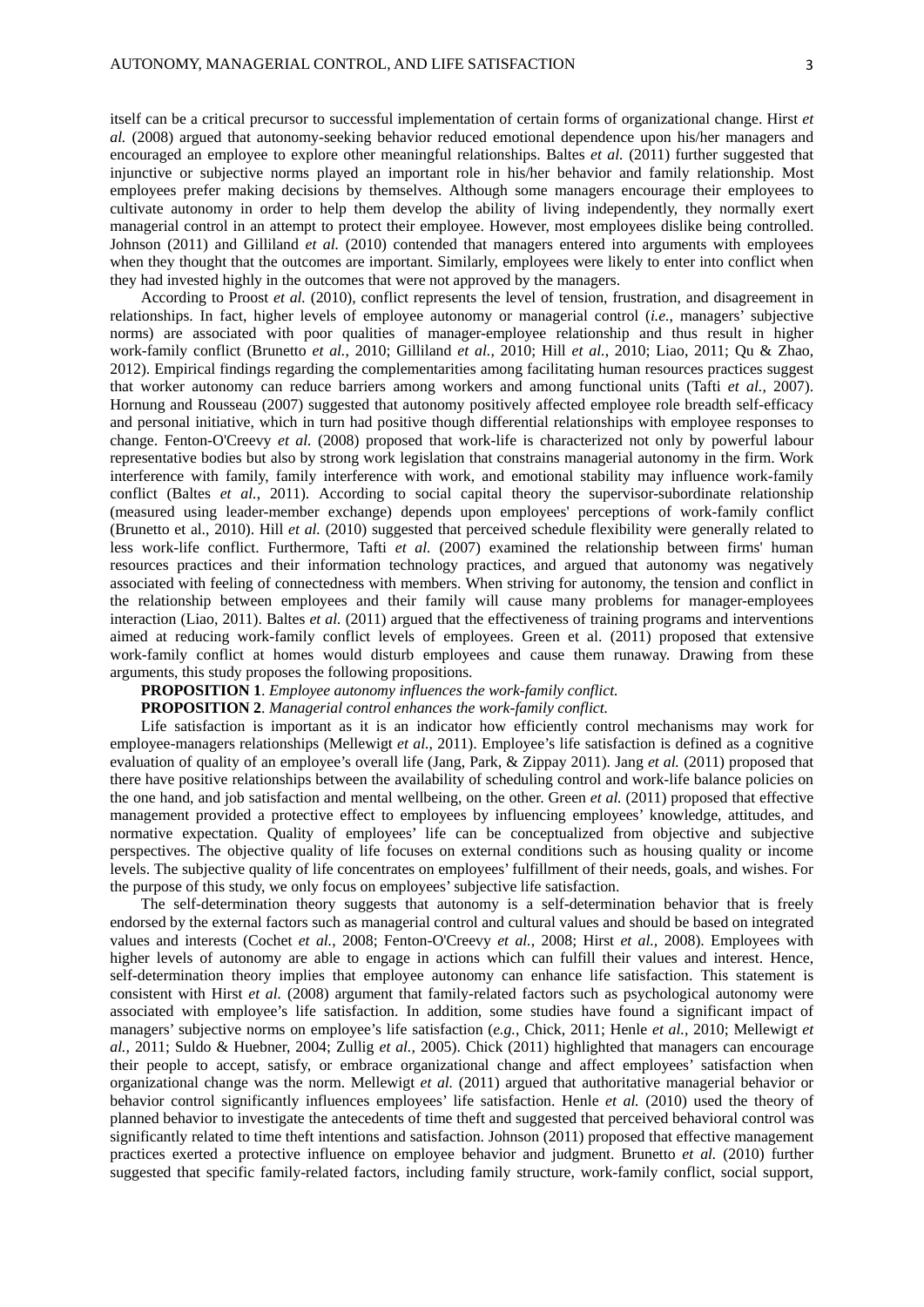itself can be a critical precursor to successful implementation of certain forms of organizational change. Hirst *et al.* (2008) argued that autonomy-seeking behavior reduced emotional dependence upon his/her managers and encouraged an employee to explore other meaningful relationships. Baltes *et al.* (2011) further suggested that injunctive or subjective norms played an important role in his/her behavior and family relationship. Most employees prefer making decisions by themselves. Although some managers encourage their employees to cultivate autonomy in order to help them develop the ability of living independently, they normally exert managerial control in an attempt to protect their employee. However, most employees dislike being controlled. Johnson (2011) and Gilliland *et al.* (2010) contended that managers entered into arguments with employees when they thought that the outcomes are important. Similarly, employees were likely to enter into conflict when they had invested highly in the outcomes that were not approved by the managers.

According to Proost *et al.* (2010), conflict represents the level of tension, frustration, and disagreement in relationships. In fact, higher levels of employee autonomy or managerial control (*i.e.,* managers' subjective norms) are associated with poor qualities of manager-employee relationship and thus result in higher work-family conflict (Brunetto *et al.,* 2010; Gilliland *et al.*, 2010; Hill *et al.*, 2010; Liao, 2011; Qu & Zhao, 2012). Empirical findings regarding the complementarities among facilitating human resources practices suggest that worker autonomy can reduce barriers among workers and among functional units (Tafti *et al.*, 2007). Hornung and Rousseau (2007) suggested that autonomy positively affected employee role breadth self-efficacy and personal initiative, which in turn had positive though differential relationships with employee responses to change. Fenton-O'Creevy *et al.* (2008) proposed that work-life is characterized not only by powerful labour representative bodies but also by strong work legislation that constrains managerial autonomy in the firm. Work interference with family, family interference with work, and emotional stability may influence work-family conflict (Baltes *et al.*, 2011). According to social capital theory the supervisor-subordinate relationship (measured using leader-member exchange) depends upon employees' perceptions of work-family conflict (Brunetto et al., 2010). Hill *et al.* (2010) suggested that perceived schedule flexibility were generally related to less work-life conflict. Furthermore, Tafti *et al.* (2007) examined the relationship between firms' human resources practices and their information technology practices, and argued that autonomy was negatively associated with feeling of connectedness with members. When striving for autonomy, the tension and conflict in the relationship between employees and their family will cause many problems for manager-employees interaction (Liao, 2011). Baltes *et al.* (2011) argued that the effectiveness of training programs and interventions aimed at reducing work-family conflict levels of employees. Green et al. (2011) proposed that extensive work-family conflict at homes would disturb employees and cause them runaway. Drawing from these arguments, this study proposes the following propositions.

**PROPOSITION 1**. *Employee autonomy influences the work-family conflict.*

**PROPOSITION 2**. *Managerial control enhances the work-family conflict.*

Life satisfaction is important as it is an indicator how efficiently control mechanisms may work for employee-managers relationships (Mellewigt *et al.,* 2011). Employee's life satisfaction is defined as a cognitive evaluation of quality of an employee's overall life (Jang, Park, & Zippay 2011). Jang *et al.* (2011) proposed that there have positive relationships between the availability of scheduling control and work-life balance policies on the one hand, and job satisfaction and mental wellbeing, on the other. Green *et al.* (2011) proposed that effective management provided a protective effect to employees by influencing employees' knowledge, attitudes, and normative expectation. Quality of employees' life can be conceptualized from objective and subjective perspectives. The objective quality of life focuses on external conditions such as housing quality or income levels. The subjective quality of life concentrates on employees' fulfillment of their needs, goals, and wishes. For the purpose of this study, we only focus on employees' subjective life satisfaction.

The self-determination theory suggests that autonomy is a self-determination behavior that is freely endorsed by the external factors such as managerial control and cultural values and should be based on integrated values and interests (Cochet *et al.*, 2008; Fenton-O'Creevy *et al.*, 2008; Hirst *et al.*, 2008). Employees with higher levels of autonomy are able to engage in actions which can fulfill their values and interest. Hence, self-determination theory implies that employee autonomy can enhance life satisfaction. This statement is consistent with Hirst *et al.* (2008) argument that family-related factors such as psychological autonomy were associated with employee's life satisfaction. In addition, some studies have found a significant impact of managers' subjective norms on employee's life satisfaction (*e.g.*, Chick, 2011; Henle *et al.,* 2010; Mellewigt *et al.,* 2011; Suldo & Huebner, 2004; Zullig *et al.,* 2005). Chick (2011) highlighted that managers can encourage their people to accept, satisfy, or embrace organizational change and affect employees' satisfaction when organizational change was the norm. Mellewigt *et al.* (2011) argued that authoritative managerial behavior or behavior control significantly influences employees' life satisfaction. Henle *et al.* (2010) used the theory of planned behavior to investigate the antecedents of time theft and suggested that perceived behavioral control was significantly related to time theft intentions and satisfaction. Johnson (2011) proposed that effective management practices exerted a protective influence on employee behavior and judgment. Brunetto *et al.* (2010) further suggested that specific family-related factors, including family structure, work-family conflict, social support,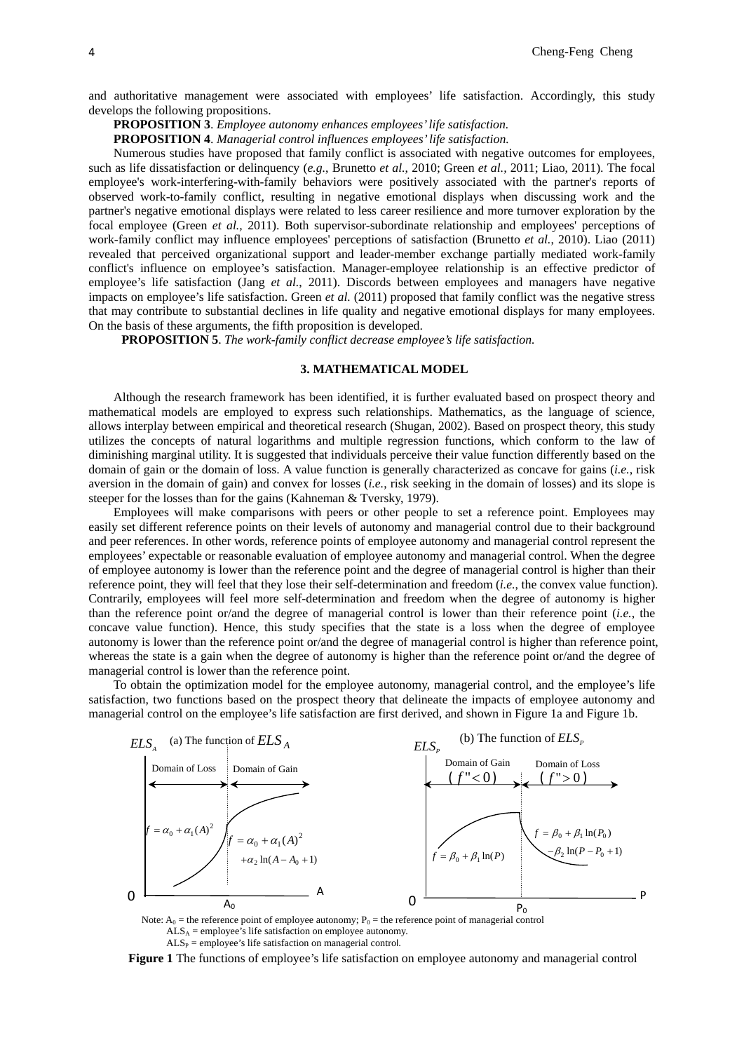and authoritative management were associated with employees' life satisfaction. Accordingly, this study develops the following propositions.

**PROPOSITION 3**. *Employee autonomy enhances employees' life satisfaction.*

**PROPOSITION 4**. *Managerial control influences employees' life satisfaction.*

Numerous studies have proposed that family conflict is associated with negative outcomes for employees, such as life dissatisfaction or delinquency (*e.g.*, Brunetto *et al.*, 2010; Green *et al.*, 2011; Liao, 2011). The focal employee's work-interfering-with-family behaviors were positively associated with the partner's reports of observed work-to-family conflict, resulting in negative emotional displays when discussing work and the partner's negative emotional displays were related to less career resilience and more turnover exploration by the focal employee (Green *et al.*, 2011). Both supervisor-subordinate relationship and employees' perceptions of work-family conflict may influence employees' perceptions of satisfaction (Brunetto *et al.*, 2010). Liao (2011) revealed that perceived organizational support and leader-member exchange partially mediated work-family conflict's influence on employee's satisfaction. Manager-employee relationship is an effective predictor of employee's life satisfaction (Jang *et al.*, 2011). Discords between employees and managers have negative impacts on employee's life satisfaction. Green *et al.* (2011) proposed that family conflict was the negative stress that may contribute to substantial declines in life quality and negative emotional displays for many employees. On the basis of these arguments, the fifth proposition is developed.

**PROPOSITION 5**. *The work-family conflict decrease employee's life satisfaction.*

## 3. MATHEMATICAL MODEL

Although the research framework has been identified, it is further evaluated based on prospect theory and mathematical models are employed to express such relationships. Mathematics, as the language of science, allows interplay between empirical and theoretical research (Shugan, 2002). Based on prospect theory, this study utilizes the concepts of natural logarithms and multiple regression functions, which conform to the law of diminishing marginal utility. It is suggested that individuals perceive their value function differently based on the domain of gain or the domain of loss. A value function is generally characterized as concave for gains (*i.e.*, risk aversion in the domain of gain) and convex for losses (*i.e.*, risk seeking in the domain of losses) and its slope is steeper for the losses than for the gains (Kahneman & Tversky, 1979).

Employees will make comparisons with peers or other people to set a reference point. Employees may easily set different reference points on their levels of autonomy and managerial control due to their background and peer references. In other words, reference points of employee autonomy and managerial control represent the employees' expectable or reasonable evaluation of employee autonomy and managerial control. When the degree of employee autonomy is lower than the reference point and the degree of managerial control is higher than their reference point, they will feel that they lose their self-determination and freedom (*i.e.*, the convex value function). Contrarily, employees will feel more self-determination and freedom when the degree of autonomy is higher than the reference point or/and the degree of managerial control is lower than their reference point (*i.e.*, the concave value function). Hence, this study specifies that the state is a loss when the degree of employee autonomy is lower than the reference point or/and the degree of managerial control is higher than reference point, whereas the state is a gain when the degree of autonomy is higher than the reference point or/and the degree of managerial control is lower than the reference point.

To obtain the optimization model for the employee autonomy, managerial control, and the employee's life satisfaction, two functions based on the prospect theory that delineate the impacts of employee autonomy and managerial control on the employee's life satisfaction are first derived, and shown in Figure 1a and Figure 1b.

(a) The function of $ELS_A$ — axes: $ELS_A$ vs. A; Domain of Loss (left of $A_0$): $f = \alpha_0 + \alpha_1 (A)^2$; Domain of Gain (right of $A_0$): $f = \alpha_0 + \alpha_1 (A)^2 + \alpha_2 \ln(A - A_0 + 1)$

(b) The function of $ELS_P$ — axes: $ELS_P$ vs. P; Domain of Gain ($f'' < 0$) (left of $P_0$): $f = \beta_0 + \beta_1 \ln(P)$; Domain of Loss ($f'' > 0$) (right of $P_0$): $f = \beta_0 + \beta_1 \ln(P_0) - \beta_2 \ln(P - P_0 + 1)$

Note: $A_0$ = the reference point of employee autonomy; $P_0$ = the reference point of managerial control
$ALS_A$ = employee's life satisfaction on employee autonomy.
$ALS_P$ = employee's life satisfaction on managerial control.

**Figure 1** The functions of employee's life satisfaction on employee autonomy and managerial control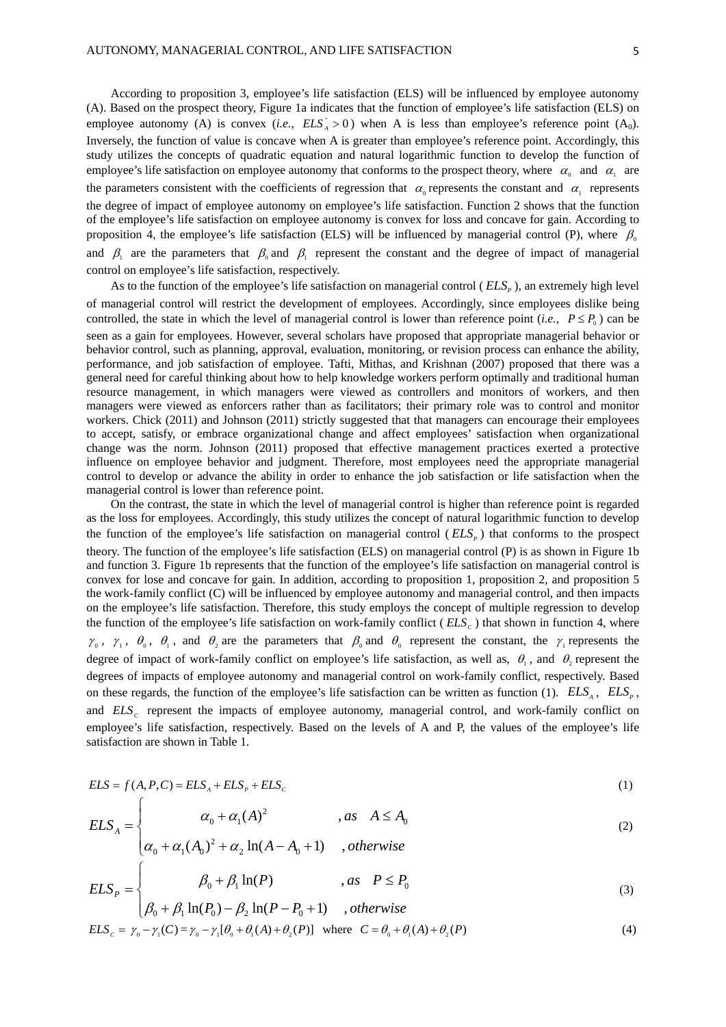According to proposition 3, employee's life satisfaction (ELS) will be influenced by employee autonomy (A). Based on the prospect theory, Figure 1a indicates that the function of employee's life satisfaction (ELS) on employee autonomy (A) is convex (*i.e.*, $ELS_A^{"} > 0$) when A is less than employee's reference point ($A_0$). Inversely, the function of value is concave when A is greater than employee's reference point. Accordingly, this study utilizes the concepts of quadratic equation and natural logarithmic function to develop the function of employee's life satisfaction on employee autonomy that conforms to the prospect theory, where $\alpha_0$ and $\alpha_1$ are the parameters consistent with the coefficients of regression that $\alpha_0$ represents the constant and $\alpha_1$ represents the degree of impact of employee autonomy on employee's life satisfaction. Function 2 shows that the function of the employee's life satisfaction on employee autonomy is convex for loss and concave for gain. According to proposition 4, the employee's life satisfaction (ELS) will be influenced by managerial control (P), where $\beta_0$ and $\beta_1$ are the parameters that $\beta_0$ and $\beta_1$ represent the constant and the degree of impact of managerial control on employee's life satisfaction, respectively.

As to the function of the employee's life satisfaction on managerial control ($ELS_P$), an extremely high level of managerial control will restrict the development of employees. Accordingly, since employees dislike being controlled, the state in which the level of managerial control is lower than reference point (*i.e.*, $P \le P_0$) can be seen as a gain for employees. However, several scholars have proposed that appropriate managerial behavior or behavior control, such as planning, approval, evaluation, monitoring, or revision process can enhance the ability, performance, and job satisfaction of employee. Tafti, Mithas, and Krishnan (2007) proposed that there was a general need for careful thinking about how to help knowledge workers perform optimally and traditional human resource management, in which managers were viewed as controllers and monitors of workers, and then managers were viewed as enforcers rather than as facilitators; their primary role was to control and monitor workers. Chick (2011) and Johnson (2011) strictly suggested that that managers can encourage their employees to accept, satisfy, or embrace organizational change and affect employees' satisfaction when organizational change was the norm. Johnson (2011) proposed that effective management practices exerted a protective influence on employee behavior and judgment. Therefore, most employees need the appropriate managerial control to develop or advance the ability in order to enhance the job satisfaction or life satisfaction when the managerial control is lower than reference point.

On the contrast, the state in which the level of managerial control is higher than reference point is regarded as the loss for employees. Accordingly, this study utilizes the concept of natural logarithmic function to develop the function of the employee's life satisfaction on managerial control ($ELS_P$) that conforms to the prospect theory. The function of the employee's life satisfaction (ELS) on managerial control (P) is as shown in Figure 1b and function 3. Figure 1b represents that the function of the employee's life satisfaction on managerial control is convex for lose and concave for gain. In addition, according to proposition 1, proposition 2, and proposition 5 the work-family conflict (C) will be influenced by employee autonomy and managerial control, and then impacts on the employee's life satisfaction. Therefore, this study employs the concept of multiple regression to develop the function of the employee's life satisfaction on work-family conflict ($ELS_C$) that shown in function 4, where $\gamma_0$, $\gamma_1$, $\theta_0$, $\theta_1$, and $\theta_2$ are the parameters that $\beta_0$ and $\theta_0$ represent the constant, the $\gamma_1$ represents the degree of impact of work-family conflict on employee's life satisfaction, as well as, $\theta_1$, and $\theta_2$ represent the degrees of impacts of employee autonomy and managerial control on work-family conflict, respectively. Based on these regards, the function of the employee's life satisfaction can be written as function (1). $ELS_A$, $ELS_P$, and $ELS_C$ represent the impacts of employee autonomy, managerial control, and work-family conflict on employee's life satisfaction, respectively. Based on the levels of A and P, the values of the employee's life satisfaction are shown in Table 1.

$$ELS = f(A,P,C) = ELS_A + ELS_P + ELS_C \tag{1}$$

$$ELS_A = \begin{cases} \alpha_0 + \alpha_1 (A)^2 & , as \quad A \le A_0 \\ \alpha_0 + \alpha_1 (A_0)^2 + \alpha_2 \ln(A - A_0 + 1) & , otherwise \end{cases} \tag{2}$$

$$ELS_P = \begin{cases} \beta_0 + \beta_1 \ln(P) & , as \quad P \le P_0 \\ \beta_0 + \beta_1 \ln(P_0) - \beta_2 \ln(P - P_0 + 1) & , otherwise \end{cases} \tag{3}$$

$$ELS_C = \gamma_0 - \gamma_1 (C) = \gamma_0 - \gamma_1 [\theta_0 + \theta_1 (A) + \theta_2 (P)] \quad \text{where} \quad C = \theta_0 + \theta_1 (A) + \theta_2 (P) \tag{4}$$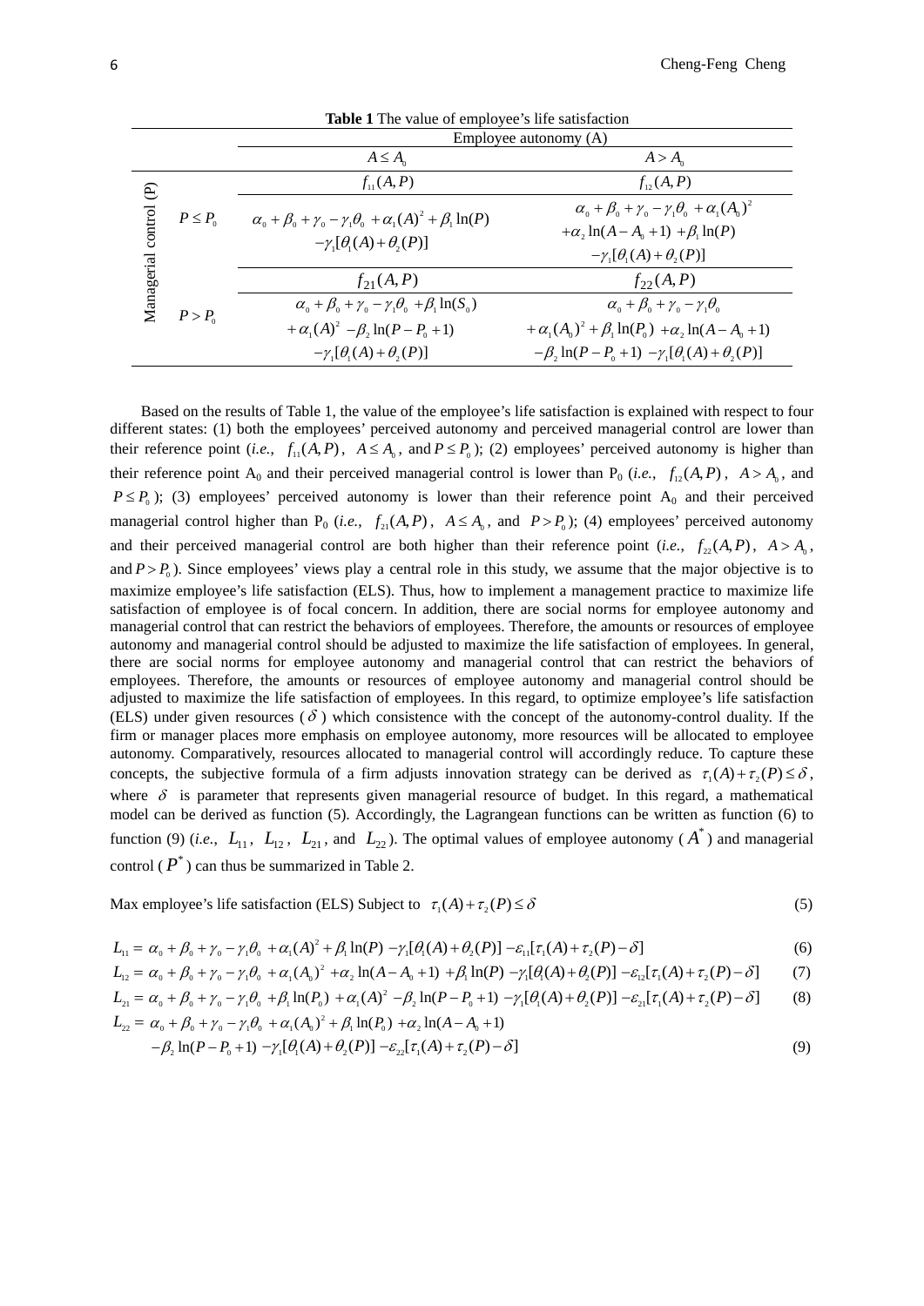**Table 1** The value of employee's life satisfaction

| | | Employee autonomy (A) | |
|---|---|---|---|
| | | $A \le A_0$ | $A > A_0$ |
| Managerial control (P) | | $f_{11}(A,P)$ | $f_{12}(A,P)$ |
| | $P \le P_0$ | $\alpha_0+\beta_0+\gamma_0-\gamma_1\theta_0+\alpha_1(A)^2+\beta_1\ln(P)$ $-\gamma_1[\theta_1(A)+\theta_2(P)]$ | $\alpha_0+\beta_0+\gamma_0-\gamma_1\theta_0+\alpha_1(A_0)^2$ $+\alpha_2\ln(A-A_0+1)+\beta_1\ln(P)$ $-\gamma_1[\theta_1(A)+\theta_2(P)]$ |
| | | $f_{21}(A,P)$ | $f_{22}(A,P)$ |
| | $P > P_0$ | $\alpha_0+\beta_0+\gamma_0-\gamma_1\theta_0+\beta_1\ln(S_0)$ $+\alpha_1(A)^2-\beta_2\ln(P-P_0+1)$ $-\gamma_1[\theta_1(A)+\theta_2(P)]$ | $\alpha_0+\beta_0+\gamma_0-\gamma_1\theta_0$ $+\alpha_1(A_0)^2+\beta_1\ln(P_0)+\alpha_2\ln(A-A_0+1)$ $-\beta_2\ln(P-P_0+1)-\gamma_1[\theta_1(A)+\theta_2(P)]$ |

Based on the results of Table 1, the value of the employee's life satisfaction is explained with respect to four different states: (1) both the employees' perceived autonomy and perceived managerial control are lower than their reference point (*i.e.*, $f_{11}(A,P)$, $A \le A_0$, and $P \le P_0$); (2) employees' perceived autonomy is higher than their reference point $A_0$ and their perceived managerial control is lower than $P_0$ (*i.e.*, $f_{12}(A,P)$, $A > A_0$, and $P \le P_0$); (3) employees' perceived autonomy is lower than their reference point $A_0$ and their perceived managerial control higher than $P_0$ (*i.e.*, $f_{21}(A,P)$, $A \le A_0$, and $P > P_0$); (4) employees' perceived autonomy and their perceived managerial control are both higher than their reference point (*i.e.*, $f_{22}(A,P)$, $A > A_0$, and $P > P_0$). Since employees' views play a central role in this study, we assume that the major objective is to maximize employee's life satisfaction (ELS). Thus, how to implement a management practice to maximize life satisfaction of employee is of focal concern. In addition, there are social norms for employee autonomy and managerial control that can restrict the behaviors of employees. Therefore, the amounts or resources of employee autonomy and managerial control should be adjusted to maximize the life satisfaction of employees. In general, there are social norms for employee autonomy and managerial control that can restrict the behaviors of employees. Therefore, the amounts or resources of employee autonomy and managerial control should be adjusted to maximize the life satisfaction of employees. In this regard, to optimize employee's life satisfaction (ELS) under given resources ($\delta$) which consistence with the concept of the autonomy-control duality. If the firm or manager places more emphasis on employee autonomy, more resources will be allocated to employee autonomy. Comparatively, resources allocated to managerial control will accordingly reduce. To capture these concepts, the subjective formula of a firm adjusts innovation strategy can be derived as $\tau_1(A)+\tau_2(P) \le \delta$, where $\delta$ is parameter that represents given managerial resource of budget. In this regard, a mathematical model can be derived as function (5). Accordingly, the Lagrangean functions can be written as function (6) to function (9) (*i.e.*, $L_{11}$, $L_{12}$, $L_{21}$, and $L_{22}$). The optimal values of employee autonomy ($A^*$) and managerial control ($P^*$) can thus be summarized in Table 2.

$$\text{Max employee's life satisfaction (ELS) Subject to } \tau_1(A)+\tau_2(P) \le \delta \tag{5}$$

$$L_{11} = \alpha_0+\beta_0+\gamma_0-\gamma_1\theta_0+\alpha_1(A)^2+\beta_1\ln(P)-\gamma_1[\theta_1(A)+\theta_2(P)]-\varepsilon_{11}[\tau_1(A)+\tau_2(P)-\delta] \tag{6}$$

$$L_{12} = \alpha_0+\beta_0+\gamma_0-\gamma_1\theta_0+\alpha_1(A_0)^2+\alpha_2\ln(A-A_0+1)+\beta_1\ln(P)-\gamma_1[\theta_1(A)+\theta_2(P)]-\varepsilon_{12}[\tau_1(A)+\tau_2(P)-\delta] \tag{7}$$

$$L_{21} = \alpha_0+\beta_0+\gamma_0-\gamma_1\theta_0+\beta_1\ln(P_0)+\alpha_1(A)^2-\beta_2\ln(P-P_0+1)-\gamma_1[\theta_1(A)+\theta_2(P)]-\varepsilon_{21}[\tau_1(A)+\tau_2(P)-\delta] \tag{8}$$

$$L_{22} = \alpha_0+\beta_0+\gamma_0-\gamma_1\theta_0+\alpha_1(A_0)^2+\beta_1\ln(P_0)+\alpha_2\ln(A-A_0+1)$$
$$-\beta_2\ln(P-P_0+1)-\gamma_1[\theta_1(A)+\theta_2(P)]-\varepsilon_{22}[\tau_1(A)+\tau_2(P)-\delta] \tag{9}$$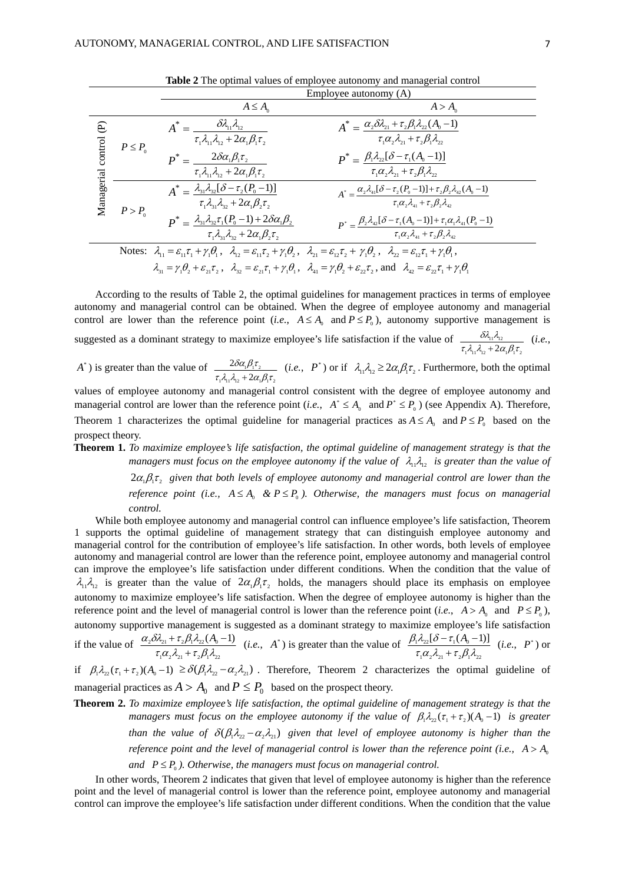**Table 2** The optimal values of employee autonomy and managerial control

| | | Employee autonomy (A) | |
|---|---|---|---|
| | | $A \le A_0$ | $A > A_0$ |
| Managerial control (P) | $P \le P_0$ | $A^* = \dfrac{\delta\lambda_{11}\lambda_{12}}{\tau_1\lambda_{11}\lambda_{12} + 2\alpha_1\beta_1\tau_2}$<br>$P^* = \dfrac{2\delta\alpha_1\beta_1\tau_2}{\tau_1\lambda_{11}\lambda_{12} + 2\alpha_1\beta_1\tau_2}$ | $A^* = \dfrac{\alpha_2\delta\lambda_{21} + \tau_2\beta_1\lambda_{22}(A_0 - 1)}{\tau_1\alpha_2\lambda_{21} + \tau_2\beta_1\lambda_{22}}$<br>$P^* = \dfrac{\beta_1\lambda_{22}[\delta - \tau_1(A_0 - 1)]}{\tau_1\alpha_2\lambda_{21} + \tau_2\beta_1\lambda_{22}}$ |
| | $P > P_0$ | $A^* = \dfrac{\lambda_{31}\lambda_{32}[\delta - \tau_2(P_0 - 1)]}{\tau_1\lambda_{31}\lambda_{32} + 2\alpha_1\beta_2\tau_2}$<br>$P^* = \dfrac{\lambda_{31}\lambda_{32}\tau_1(P_0 - 1) + 2\delta\alpha_1\beta_2}{\tau_1\lambda_{31}\lambda_{32} + 2\alpha_1\beta_2\tau_2}$ | $A^* = \dfrac{\alpha_2\lambda_{41}[\delta - \tau_2(P_0 - 1)] + \tau_2\beta_2\lambda_{42}(A_0 - 1)}{\tau_1\alpha_2\lambda_{41} + \tau_2\beta_2\lambda_{42}}$<br>$P^* = \dfrac{\beta_2\lambda_{42}[\delta - \tau_1(A_0 - 1)] + \tau_1\alpha_1\lambda_{41}(P_0 - 1)}{\tau_1\alpha_2\lambda_{41} + \tau_2\beta_2\lambda_{42}}$ |

Notes: $\lambda_{11} = \varepsilon_{11}\tau_1 + \gamma_1\theta_1$, $\lambda_{12} = \varepsilon_{11}\tau_2 + \gamma_1\theta_2$, $\lambda_{21} = \varepsilon_{12}\tau_2 + \gamma_1\theta_2$, $\lambda_{22} = \varepsilon_{12}\tau_1 + \gamma_1\theta_1$, $\lambda_{31} = \gamma_1\theta_2 + \varepsilon_{21}\tau_2$, $\lambda_{32} = \varepsilon_{21}\tau_1 + \gamma_1\theta_1$, $\lambda_{41} = \gamma_1\theta_2 + \varepsilon_{22}\tau_2$, and $\lambda_{42} = \varepsilon_{22}\tau_1 + \gamma_1\theta_1$

According to the results of Table 2, the optimal guidelines for management practices in terms of employee autonomy and managerial control can be obtained. When the degree of employee autonomy and managerial control are lower than the reference point (*i.e.*, $A \le A_0$ and $P \le P_0$), autonomy supportive management is suggested as a dominant strategy to maximize employee's life satisfaction if the value of $\dfrac{\delta\lambda_{11}\lambda_{12}}{\tau_1\lambda_{11}\lambda_{12} + 2\alpha_1\beta_1\tau_2}$ (*i.e.*, $A^*$) is greater than the value of $\dfrac{2\delta\alpha_1\beta_1\tau_2}{\tau_1\lambda_{11}\lambda_{12} + 2\alpha_1\beta_1\tau_2}$ (*i.e.*, $P^*$) or if $\lambda_{11}\lambda_{12} \ge 2\alpha_1\beta_1\tau_2$. Furthermore, both the optimal values of employee autonomy and managerial control consistent with the degree of employee autonomy and managerial control are lower than the reference point (*i.e.*, $A^* \le A_0$ and $P^* \le P_0$) (see Appendix A). Therefore, Theorem 1 characterizes the optimal guideline for managerial practices as $A \le A_0$ and $P \le P_0$ based on the prospect theory.

**Theorem 1.** *To maximize employee's life satisfaction, the optimal guideline of management strategy is that the managers must focus on the employee autonomy if the value of $\lambda_{11}\lambda_{12}$ is greater than the value of $2\alpha_1\beta_1\tau_2$ given that both levels of employee autonomy and managerial control are lower than the reference point (i.e., $A \le A_0$ & $P \le P_0$). Otherwise, the managers must focus on managerial control.*

While both employee autonomy and managerial control can influence employee's life satisfaction, Theorem 1 supports the optimal guideline of management strategy that can distinguish employee autonomy and managerial control for the contribution of employee's life satisfaction. In other words, both levels of employee autonomy and managerial control are lower than the reference point, employee autonomy and managerial control can improve the employee's life satisfaction under different conditions. When the condition that the value of $\lambda_{11}\lambda_{12}$ is greater than the value of $2\alpha_1\beta_1\tau_2$ holds, the managers should place its emphasis on employee autonomy to maximize employee's life satisfaction. When the degree of employee autonomy is higher than the reference point and the level of managerial control is lower than the reference point (*i.e.*, $A > A_0$ and $P \le P_0$), autonomy supportive management is suggested as a dominant strategy to maximize employee's life satisfaction if the value of $\dfrac{\alpha_2\delta\lambda_{21} + \tau_2\beta_1\lambda_{22}(A_0 - 1)}{\tau_1\alpha_2\lambda_{21} + \tau_2\beta_1\lambda_{22}}$ (*i.e.*, $A^*$) is greater than the value of $\dfrac{\beta_1\lambda_{22}[\delta - \tau_1(A_0 - 1)]}{\tau_1\alpha_2\lambda_{21} + \tau_2\beta_1\lambda_{22}}$ (*i.e.*, $P^*$) or if $\beta_1\lambda_{22}(\tau_1 + \tau_2)(A_0 - 1) \ge \delta(\beta_1\lambda_{22} - \alpha_2\lambda_{21})$. Therefore, Theorem 2 characterizes the optimal guideline of managerial practices as $A > A_0$ and $P \le P_0$ based on the prospect theory.

**Theorem 2.** *To maximize employee's life satisfaction, the optimal guideline of management strategy is that the managers must focus on the employee autonomy if the value of $\beta_1\lambda_{22}(\tau_1 + \tau_2)(A_0 - 1)$ is greater than the value of $\delta(\beta_1\lambda_{22} - \alpha_2\lambda_{21})$ given that level of employee autonomy is higher than the reference point and the level of managerial control is lower than the reference point (i.e., $A > A_0$ and $P \le P_0$). Otherwise, the managers must focus on managerial control.*

In other words, Theorem 2 indicates that given that level of employee autonomy is higher than the reference point and the level of managerial control is lower than the reference point, employee autonomy and managerial control can improve the employee's life satisfaction under different conditions. When the condition that the value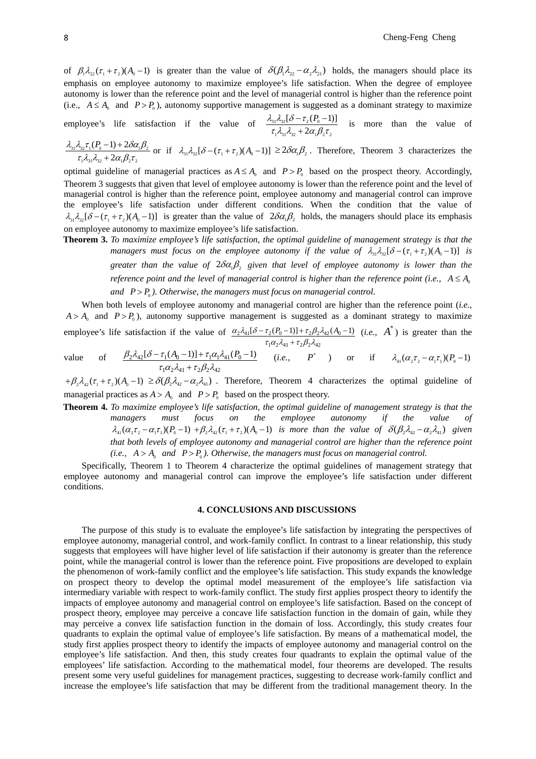of $\beta_1\lambda_{22}(\tau_1+\tau_2)(A_0-1)$ is greater than the value of $\delta(\beta_1\lambda_{22}-\alpha_2\lambda_{21})$ holds, the managers should place its emphasis on employee autonomy to maximize employee's life satisfaction. When the degree of employee autonomy is lower than the reference point and the level of managerial control is higher than the reference point (i.e., $A \le A_0$ and $P > P_0$), autonomy supportive management is suggested as a dominant strategy to maximize employee's life satisfaction if the value of $\dfrac{\lambda_{31}\lambda_{32}[\delta-\tau_2(P_0-1)]}{\tau_1\lambda_{31}\lambda_{32}+2\alpha_1\beta_2\tau_2}$ is more than the value of $\dfrac{\lambda_{31}\lambda_{32}\tau_1(P_0-1)+2\delta\alpha_1\beta_2}{\tau_1\lambda_{31}\lambda_{32}+2\alpha_1\beta_2\tau_2}$ or if $\lambda_{31}\lambda_{32}[\delta-(\tau_1+\tau_2)(A_0-1)] \ge 2\delta\alpha_1\beta_2$. Therefore, Theorem 3 characterizes the optimal guideline of managerial practices as $A \le A_0$ and $P > P_0$ based on the prospect theory. Accordingly, Theorem 3 suggests that given that level of employee autonomy is lower than the reference point and the level of managerial control is higher than the reference point, employee autonomy and managerial control can improve the employee's life satisfaction under different conditions. When the condition that the value of $\lambda_{31}\lambda_{32}[\delta-(\tau_1+\tau_2)(A_0-1)]$ is greater than the value of $2\delta\alpha_1\beta_2$ holds, the managers should place its emphasis on employee autonomy to maximize employee's life satisfaction.

**Theorem 3.** *To maximize employee's life satisfaction, the optimal guideline of management strategy is that the managers must focus on the employee autonomy if the value of $\lambda_{31}\lambda_{32}[\delta-(\tau_1+\tau_2)(A_0-1)]$ is greater than the value of $2\delta\alpha_1\beta_2$ given that level of employee autonomy is lower than the reference point and the level of managerial control is higher than the reference point (i.e., $A \le A_0$ and $P > P_0$). Otherwise, the managers must focus on managerial control.*

When both levels of employee autonomy and managerial control are higher than the reference point (*i.e.,* $A > A_0$ and $P > P_0$), autonomy supportive management is suggested as a dominant strategy to maximize employee's life satisfaction if the value of $\dfrac{\alpha_2\lambda_{41}[\delta-\tau_2(P_0-1)]+\tau_2\beta_2\lambda_{42}(A_0-1)}{\tau_1\alpha_2\lambda_{41}+\tau_2\beta_2\lambda_{42}}$ (*i.e.,* $A^*$) is greater than the value of $\dfrac{\beta_2\lambda_{42}[\delta-\tau_1(A_0-1)]+\tau_1\alpha_1\lambda_{41}(P_0-1)}{\tau_1\alpha_2\lambda_{41}+\tau_2\beta_2\lambda_{42}}$ (*i.e.,* $P^*$) or if $\lambda_{41}(\alpha_2\tau_2-\alpha_1\tau_1)(P_0-1)$ $+\beta_2\lambda_{42}(\tau_1+\tau_2)(A_0-1) \ge \delta(\beta_2\lambda_{42}-\alpha_2\lambda_{41})$. Therefore, Theorem 4 characterizes the optimal guideline of managerial practices as $A > A_0$ and $P > P_0$ based on the prospect theory.

**Theorem 4.** *To maximize employee's life satisfaction, the optimal guideline of management strategy is that the managers must focus on the employee autonomy if the value of $\lambda_{41}(\alpha_2\tau_2-\alpha_1\tau_1)(P_0-1)+\beta_2\lambda_{42}(\tau_1+\tau_2)(A_0-1)$ is more than the value of $\delta(\beta_2\lambda_{42}-\alpha_2\lambda_{41})$ given that both levels of employee autonomy and managerial control are higher than the reference point (i.e., $A > A_0$ and $P > P_0$). Otherwise, the managers must focus on managerial control.*

Specifically, Theorem 1 to Theorem 4 characterize the optimal guidelines of management strategy that employee autonomy and managerial control can improve the employee's life satisfaction under different conditions.

## 4. CONCLUSIONS AND DISCUSSIONS

The purpose of this study is to evaluate the employee's life satisfaction by integrating the perspectives of employee autonomy, managerial control, and work-family conflict. In contrast to a linear relationship, this study suggests that employees will have higher level of life satisfaction if their autonomy is greater than the reference point, while the managerial control is lower than the reference point. Five propositions are developed to explain the phenomenon of work-family conflict and the employee's life satisfaction. This study expands the knowledge on prospect theory to develop the optimal model measurement of the employee's life satisfaction via intermediary variable with respect to work-family conflict. The study first applies prospect theory to identify the impacts of employee autonomy and managerial control on employee's life satisfaction. Based on the concept of prospect theory, employee may perceive a concave life satisfaction function in the domain of gain, while they may perceive a convex life satisfaction function in the domain of loss. Accordingly, this study creates four quadrants to explain the optimal value of employee's life satisfaction. By means of a mathematical model, the study first applies prospect theory to identify the impacts of employee autonomy and managerial control on the employee's life satisfaction. And then, this study creates four quadrants to explain the optimal value of the employees' life satisfaction. According to the mathematical model, four theorems are developed. The results present some very useful guidelines for management practices, suggesting to decrease work-family conflict and increase the employee's life satisfaction that may be different from the traditional management theory. In the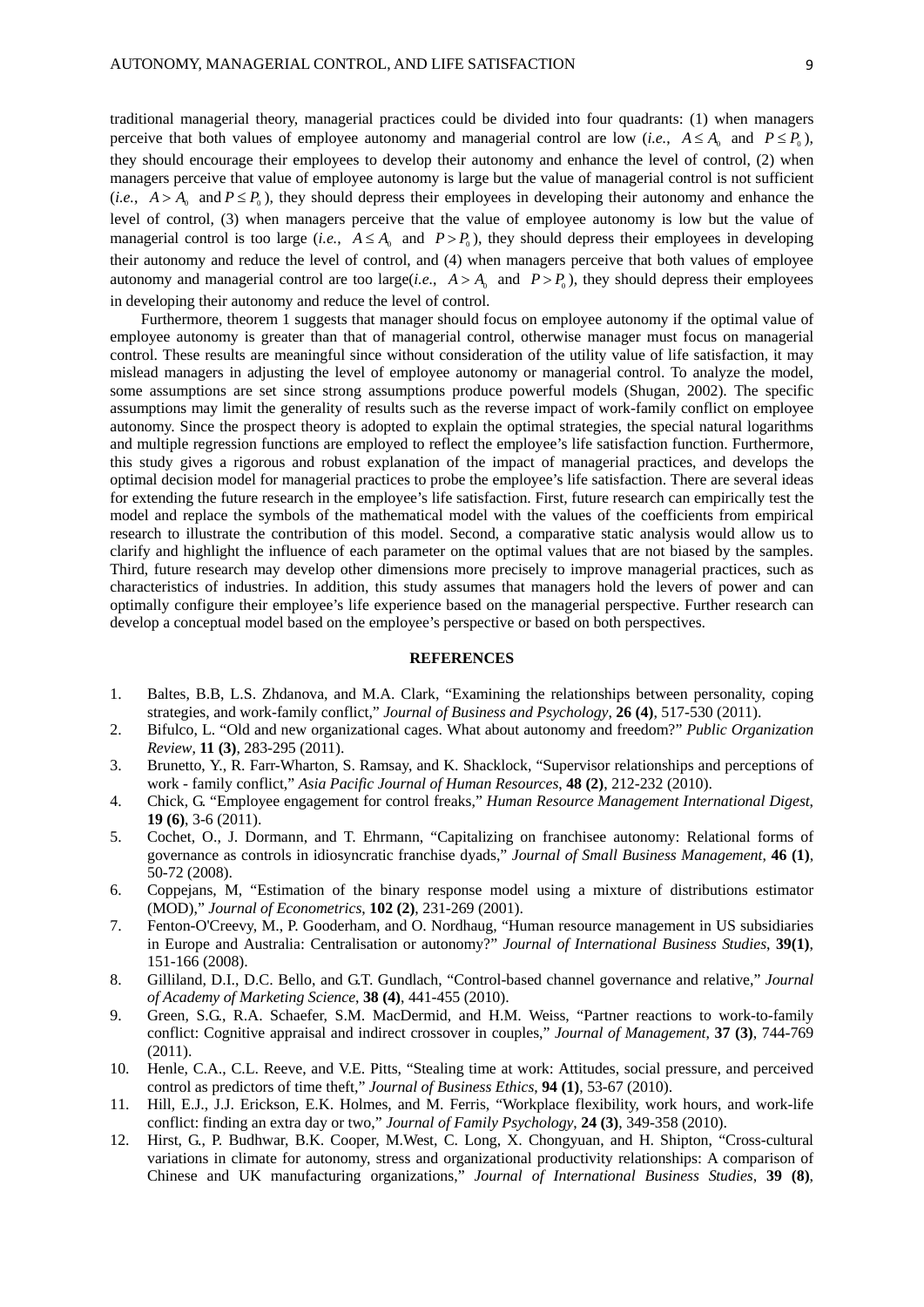traditional managerial theory, managerial practices could be divided into four quadrants: (1) when managers perceive that both values of employee autonomy and managerial control are low (*i.e.*, $A \le A_0$ and $P \le P_0$), they should encourage their employees to develop their autonomy and enhance the level of control, (2) when managers perceive that value of employee autonomy is large but the value of managerial control is not sufficient (*i.e.*, $A > A_0$ and $P \le P_0$), they should depress their employees in developing their autonomy and enhance the level of control, (3) when managers perceive that the value of employee autonomy is low but the value of managerial control is too large (*i.e.*, $A \le A_0$ and $P > P_0$), they should depress their employees in developing their autonomy and reduce the level of control, and (4) when managers perceive that both values of employee autonomy and managerial control are too large(*i.e.*, $A > A_0$ and $P > P_0$), they should depress their employees in developing their autonomy and reduce the level of control.

Furthermore, theorem 1 suggests that manager should focus on employee autonomy if the optimal value of employee autonomy is greater than that of managerial control, otherwise manager must focus on managerial control. These results are meaningful since without consideration of the utility value of life satisfaction, it may mislead managers in adjusting the level of employee autonomy or managerial control. To analyze the model, some assumptions are set since strong assumptions produce powerful models (Shugan, 2002). The specific assumptions may limit the generality of results such as the reverse impact of work-family conflict on employee autonomy. Since the prospect theory is adopted to explain the optimal strategies, the special natural logarithms and multiple regression functions are employed to reflect the employee's life satisfaction function. Furthermore, this study gives a rigorous and robust explanation of the impact of managerial practices, and develops the optimal decision model for managerial practices to probe the employee's life satisfaction. There are several ideas for extending the future research in the employee's life satisfaction. First, future research can empirically test the model and replace the symbols of the mathematical model with the values of the coefficients from empirical research to illustrate the contribution of this model. Second, a comparative static analysis would allow us to clarify and highlight the influence of each parameter on the optimal values that are not biased by the samples. Third, future research may develop other dimensions more precisely to improve managerial practices, such as characteristics of industries. In addition, this study assumes that managers hold the levers of power and can optimally configure their employee's life experience based on the managerial perspective. Further research can develop a conceptual model based on the employee's perspective or based on both perspectives.

## REFERENCES

1. Baltes, B.B, L.S. Zhdanova, and M.A. Clark, "Examining the relationships between personality, coping strategies, and work-family conflict," *Journal of Business and Psychology*, **26 (4)**, 517-530 (2011).
2. Bifulco, L. "Old and new organizational cages. What about autonomy and freedom?" *Public Organization Review*, **11 (3)**, 283-295 (2011).
3. Brunetto, Y., R. Farr-Wharton, S. Ramsay, and K. Shacklock, "Supervisor relationships and perceptions of work - family conflict," *Asia Pacific Journal of Human Resources*, **48 (2)**, 212-232 (2010).
4. Chick, G. "Employee engagement for control freaks," *Human Resource Management International Digest*, **19 (6)**, 3-6 (2011).
5. Cochet, O., J. Dormann, and T. Ehrmann, "Capitalizing on franchisee autonomy: Relational forms of governance as controls in idiosyncratic franchise dyads," *Journal of Small Business Management*, **46 (1)**, 50-72 (2008).
6. Coppejans, M, "Estimation of the binary response model using a mixture of distributions estimator (MOD)," *Journal of Econometrics*, **102 (2)**, 231-269 (2001).
7. Fenton-O'Creevy, M., P. Gooderham, and O. Nordhaug, "Human resource management in US subsidiaries in Europe and Australia: Centralisation or autonomy?" *Journal of International Business Studies*, **39(1)**, 151-166 (2008).
8. Gilliland, D.I., D.C. Bello, and G.T. Gundlach, "Control-based channel governance and relative," *Journal of Academy of Marketing Science*, **38 (4)**, 441-455 (2010).
9. Green, S.G., R.A. Schaefer, S.M. MacDermid, and H.M. Weiss, "Partner reactions to work-to-family conflict: Cognitive appraisal and indirect crossover in couples," *Journal of Management*, **37 (3)**, 744-769 (2011).
10. Henle, C.A., C.L. Reeve, and V.E. Pitts, "Stealing time at work: Attitudes, social pressure, and perceived control as predictors of time theft," *Journal of Business Ethics*, **94 (1)**, 53-67 (2010).
11. Hill, E.J., J.J. Erickson, E.K. Holmes, and M. Ferris, "Workplace flexibility, work hours, and work-life conflict: finding an extra day or two," *Journal of Family Psychology*, **24 (3)**, 349-358 (2010).
12. Hirst, G., P. Budhwar, B.K. Cooper, M.West, C. Long, X. Chongyuan, and H. Shipton, "Cross-cultural variations in climate for autonomy, stress and organizational productivity relationships: A comparison of Chinese and UK manufacturing organizations," *Journal of International Business Studies*, **39 (8)**,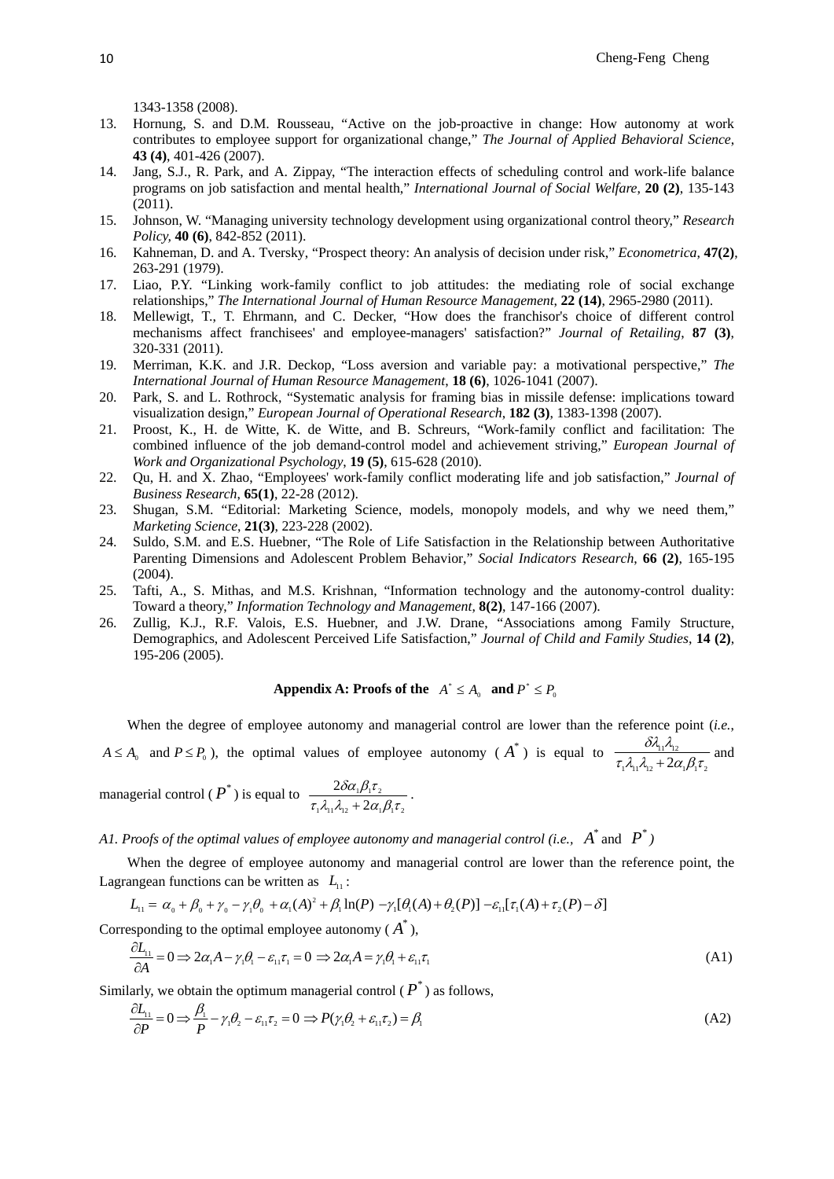1343-1358 (2008).

13. Hornung, S. and D.M. Rousseau, "Active on the job-proactive in change: How autonomy at work contributes to employee support for organizational change," *The Journal of Applied Behavioral Science*, **43 (4)**, 401-426 (2007).
14. Jang, S.J., R. Park, and A. Zippay, "The interaction effects of scheduling control and work-life balance programs on job satisfaction and mental health," *International Journal of Social Welfare*, **20 (2)**, 135-143 (2011).
15. Johnson, W. "Managing university technology development using organizational control theory," *Research Policy*, **40 (6)**, 842-852 (2011).
16. Kahneman, D. and A. Tversky, "Prospect theory: An analysis of decision under risk," *Econometrica*, **47(2)**, 263-291 (1979).
17. Liao, P.Y. "Linking work-family conflict to job attitudes: the mediating role of social exchange relationships," *The International Journal of Human Resource Management*, **22 (14)**, 2965-2980 (2011).
18. Mellewigt, T., T. Ehrmann, and C. Decker, "How does the franchisor's choice of different control mechanisms affect franchisees' and employee-managers' satisfaction?" *Journal of Retailing*, **87 (3)**, 320-331 (2011).
19. Merriman, K.K. and J.R. Deckop, "Loss aversion and variable pay: a motivational perspective," *The International Journal of Human Resource Management*, **18 (6)**, 1026-1041 (2007).
20. Park, S. and L. Rothrock, "Systematic analysis for framing bias in missile defense: implications toward visualization design," *European Journal of Operational Research*, **182 (3)**, 1383-1398 (2007).
21. Proost, K., H. de Witte, K. de Witte, and B. Schreurs, "Work-family conflict and facilitation: The combined influence of the job demand-control model and achievement striving," *European Journal of Work and Organizational Psychology*, **19 (5)**, 615-628 (2010).
22. Qu, H. and X. Zhao, "Employees' work-family conflict moderating life and job satisfaction," *Journal of Business Research*, **65(1)**, 22-28 (2012).
23. Shugan, S.M. "Editorial: Marketing Science, models, monopoly models, and why we need them," *Marketing Science*, **21(3)**, 223-228 (2002).
24. Suldo, S.M. and E.S. Huebner, "The Role of Life Satisfaction in the Relationship between Authoritative Parenting Dimensions and Adolescent Problem Behavior," *Social Indicators Research*, **66 (2)**, 165-195 (2004).
25. Tafti, A., S. Mithas, and M.S. Krishnan, "Information technology and the autonomy-control duality: Toward a theory," *Information Technology and Management*, **8(2)**, 147-166 (2007).
26. Zullig, K.J., R.F. Valois, E.S. Huebner, and J.W. Drane, "Associations among Family Structure, Demographics, and Adolescent Perceived Life Satisfaction," *Journal of Child and Family Studies*, **14 (2)**, 195-206 (2005).

## Appendix A: Proofs of the $A^* \le A_0$ and $P^* \le P_0$

When the degree of employee autonomy and managerial control are lower than the reference point (*i.e.*, $A \le A_0$ and $P \le P_0$), the optimal values of employee autonomy ($A^*$) is equal to $\dfrac{\delta\lambda_{11}\lambda_{12}}{\tau_1\lambda_{11}\lambda_{12} + 2\alpha_1\beta_1\tau_2}$ and managerial control ($P^*$) is equal to $\dfrac{2\delta\alpha_1\beta_1\tau_2}{\tau_1\lambda_{11}\lambda_{12} + 2\alpha_1\beta_1\tau_2}$.

*A1. Proofs of the optimal values of employee autonomy and managerial control (i.e., $A^*$ and $P^*$)*

When the degree of employee autonomy and managerial control are lower than the reference point, the Lagrangean functions can be written as $L_{11}$:

$$L_{11} = \alpha_0 + \beta_0 + \gamma_0 - \gamma_1\theta_0 + \alpha_1(A)^2 + \beta_1 \ln(P) - \gamma_1[\theta_1(A) + \theta_2(P)] - \varepsilon_{11}[\tau_1(A) + \tau_2(P) - \delta]$$

Corresponding to the optimal employee autonomy ($A^*$),

$$\frac{\partial L_{11}}{\partial A} = 0 \Rightarrow 2\alpha_1 A - \gamma_1\theta_1 - \varepsilon_{11}\tau_1 = 0 \Rightarrow 2\alpha_1 A = \gamma_1\theta_1 + \varepsilon_{11}\tau_1 \tag{A1}$$

Similarly, we obtain the optimum managerial control ($P^*$) as follows,

$$\frac{\partial L_{11}}{\partial P} = 0 \Rightarrow \frac{\beta_1}{P} - \gamma_1\theta_2 - \varepsilon_{11}\tau_2 = 0 \Rightarrow P(\gamma_1\theta_2 + \varepsilon_{11}\tau_2) = \beta_1 \tag{A2}$$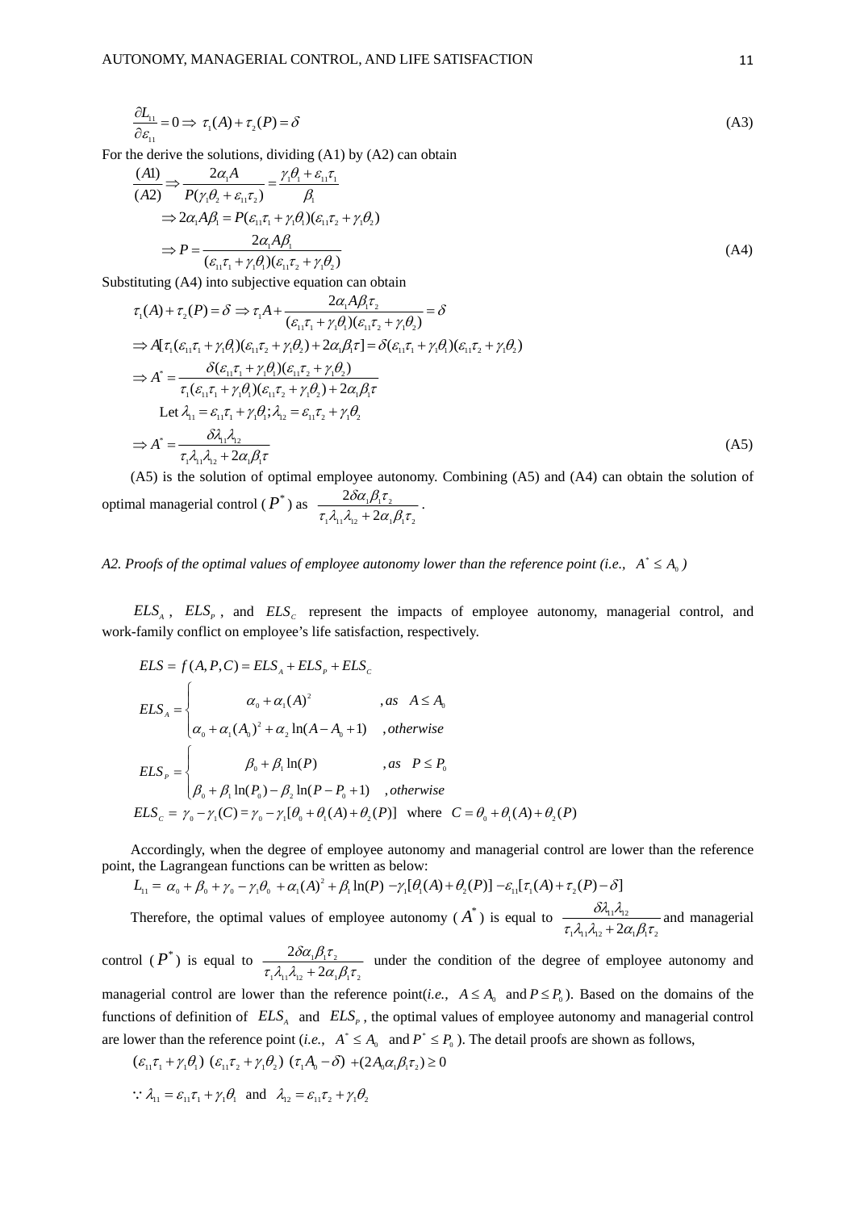$$\frac{\partial L_{11}}{\partial \varepsilon_{11}} = 0 \Rightarrow \tau_1(A) + \tau_2(P) = \delta \tag{A3}$$

For the derive the solutions, dividing (A1) by (A2) can obtain

$$\frac{(A1)}{(A2)} \Rightarrow \frac{2\alpha_1 A}{P(\gamma_1\theta_2 + \varepsilon_{11}\tau_2)} = \frac{\gamma_1\theta_1 + \varepsilon_{11}\tau_1}{\beta_1}$$

$$\Rightarrow 2\alpha_1 A\beta_1 = P(\varepsilon_{11}\tau_1 + \gamma_1\theta_1)(\varepsilon_{11}\tau_2 + \gamma_1\theta_2)$$

$$\Rightarrow P = \frac{2\alpha_1 A\beta_1}{(\varepsilon_{11}\tau_1 + \gamma_1\theta_1)(\varepsilon_{11}\tau_2 + \gamma_1\theta_2)} \tag{A4}$$

Substituting (A4) into subjective equation can obtain

$$\tau_1(A) + \tau_2(P) = \delta \Rightarrow \tau_1 A + \frac{2\alpha_1 A\beta_1\tau_2}{(\varepsilon_{11}\tau_1 + \gamma_1\theta_1)(\varepsilon_{11}\tau_2 + \gamma_1\theta_2)} = \delta$$

$$\Rightarrow A[\tau_1(\varepsilon_{11}\tau_1 + \gamma_1\theta_1)(\varepsilon_{11}\tau_2 + \gamma_1\theta_2) + 2\alpha_1\beta_1\tau] = \delta(\varepsilon_{11}\tau_1 + \gamma_1\theta_1)(\varepsilon_{11}\tau_2 + \gamma_1\theta_2)$$

$$\Rightarrow A^* = \frac{\delta(\varepsilon_{11}\tau_1 + \gamma_1\theta_1)(\varepsilon_{11}\tau_2 + \gamma_1\theta_2)}{\tau_1(\varepsilon_{11}\tau_1 + \gamma_1\theta_1)(\varepsilon_{11}\tau_2 + \gamma_1\theta_2) + 2\alpha_1\beta_1\tau}$$

$$\text{Let } \lambda_{11} = \varepsilon_{11}\tau_1 + \gamma_1\theta_1; \lambda_{12} = \varepsilon_{11}\tau_2 + \gamma_1\theta_2$$

$$\Rightarrow A^* = \frac{\delta\lambda_{11}\lambda_{12}}{\tau_1\lambda_{11}\lambda_{12} + 2\alpha_1\beta_1\tau} \tag{A5}$$

(A5) is the solution of optimal employee autonomy. Combining (A5) and (A4) can obtain the solution of optimal managerial control ($P^*$) as $\frac{2\delta\alpha_1\beta_1\tau_2}{\tau_1\lambda_{11}\lambda_{12} + 2\alpha_1\beta_1\tau_2}$.

*A2. Proofs of the optimal values of employee autonomy lower than the reference point (i.e., $A^* \le A_0$)*

$ELS_A$, $ELS_P$, and $ELS_C$ represent the impacts of employee autonomy, managerial control, and work-family conflict on employee's life satisfaction, respectively.

$$ELS = f(A,P,C) = ELS_A + ELS_P + ELS_C$$

$$ELS_A = \begin{cases} \alpha_0 + \alpha_1(A)^2 & ,as \quad A \le A_0 \\ \alpha_0 + \alpha_1(A_0)^2 + \alpha_2\ln(A - A_0 + 1) & ,otherwise \end{cases}$$

$$ELS_P = \begin{cases} \beta_0 + \beta_1\ln(P) & ,as \quad P \le P_0 \\ \beta_0 + \beta_1\ln(P_0) - \beta_2\ln(P - P_0 + 1) & ,otherwise \end{cases}$$

$$ELS_C = \gamma_0 - \gamma_1(C) = \gamma_0 - \gamma_1[\theta_0 + \theta_1(A) + \theta_2(P)] \quad \text{where} \quad C = \theta_0 + \theta_1(A) + \theta_2(P)$$

Accordingly, when the degree of employee autonomy and managerial control are lower than the reference point, the Lagrangean functions can be written as below:

$$L_{11} = \alpha_0 + \beta_0 + \gamma_0 - \gamma_1\theta_0 + \alpha_1(A)^2 + \beta_1\ln(P) - \gamma_1[\theta_1(A) + \theta_2(P)] - \varepsilon_{11}[\tau_1(A) + \tau_2(P) - \delta]$$

Therefore, the optimal values of employee autonomy ($A^*$) is equal to $\frac{\delta\lambda_{11}\lambda_{12}}{\tau_1\lambda_{11}\lambda_{12} + 2\alpha_1\beta_1\tau_2}$ and managerial control ($P^*$) is equal to $\frac{2\delta\alpha_1\beta_1\tau_2}{\tau_1\lambda_{11}\lambda_{12} + 2\alpha_1\beta_1\tau_2}$ under the condition of the degree of employee autonomy and managerial control are lower than the reference point(*i.e.*, $A \le A_0$ and $P \le P_0$). Based on the domains of the functions of definition of $ELS_A$ and $ELS_P$, the optimal values of employee autonomy and managerial control are lower than the reference point (*i.e.*, $A^* \le A_0$ and $P^* \le P_0$). The detail proofs are shown as follows,

$$(\varepsilon_{11}\tau_1 + \gamma_1\theta_1)\ (\varepsilon_{11}\tau_2 + \gamma_1\theta_2)\ (\tau_1 A_0 - \delta) + (2A_0\alpha_1\beta_1\tau_2) \ge 0$$

$$\because \lambda_{11} = \varepsilon_{11}\tau_1 + \gamma_1\theta_1 \ \text{ and } \ \lambda_{12} = \varepsilon_{11}\tau_2 + \gamma_1\theta_2$$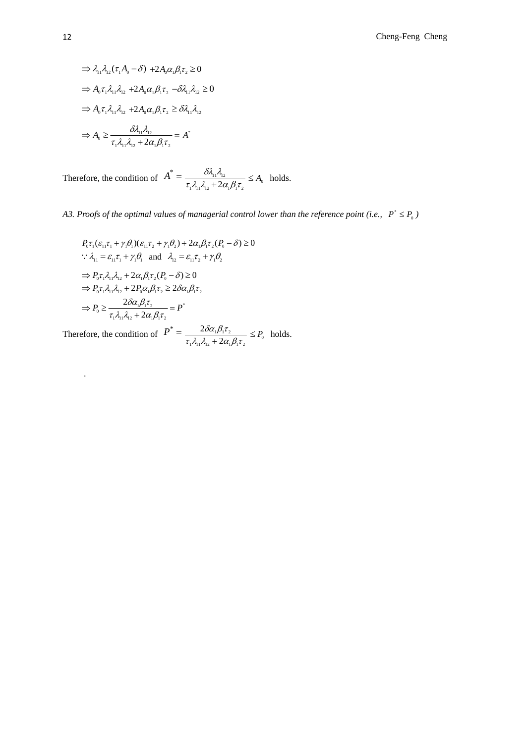$$\Rightarrow \lambda_{11}\lambda_{12}(\tau_1 A_0 - \delta) + 2A_0\alpha_1\beta_1\tau_2 \geq 0$$

$$\Rightarrow A_0\tau_1\lambda_{11}\lambda_{12} + 2A_0\alpha_1\beta_1\tau_2 - \delta\lambda_{11}\lambda_{12} \geq 0$$

$$\Rightarrow A_0\tau_1\lambda_{11}\lambda_{12} + 2A_0\alpha_1\beta_1\tau_2 \geq \delta\lambda_{11}\lambda_{12}$$

$$\Rightarrow A_0 \geq \frac{\delta\lambda_{11}\lambda_{12}}{\tau_1\lambda_{11}\lambda_{12} + 2\alpha_1\beta_1\tau_2} = A^*$$

Therefore, the condition of $A^* = \dfrac{\delta\lambda_{11}\lambda_{12}}{\tau_1\lambda_{11}\lambda_{12} + 2\alpha_1\beta_1\tau_2} \leq A_0$ holds.

*A3. Proofs of the optimal values of managerial control lower than the reference point (i.e., $P^* \leq P_0$ )*

$$P_0\tau_1(\varepsilon_{11}\tau_1 + \gamma_1\theta_1)(\varepsilon_{11}\tau_2 + \gamma_1\theta_2) + 2\alpha_1\beta_1\tau_2(P_0 - \delta) \geq 0$$

$$\because \lambda_{11} = \varepsilon_{11}\tau_1 + \gamma_1\theta_1 \quad \text{and} \quad \lambda_{12} = \varepsilon_{11}\tau_2 + \gamma_1\theta_2$$

$$\Rightarrow P_0\tau_1\lambda_{11}\lambda_{12} + 2\alpha_1\beta_1\tau_2(P_0 - \delta) \geq 0$$

$$\Rightarrow P_0\tau_1\lambda_{11}\lambda_{12} + 2P_0\alpha_1\beta_1\tau_2 \geq 2\delta\alpha_1\beta_1\tau_2$$

$$\Rightarrow P_0 \geq \frac{2\delta\alpha_1\beta_1\tau_2}{\tau_1\lambda_{11}\lambda_{12} + 2\alpha_1\beta_1\tau_2} = P^*$$

Therefore, the condition of $P^* = \dfrac{2\delta\alpha_1\beta_1\tau_2}{\tau_1\lambda_{11}\lambda_{12} + 2\alpha_1\beta_1\tau_2} \leq P_0$ holds.

.